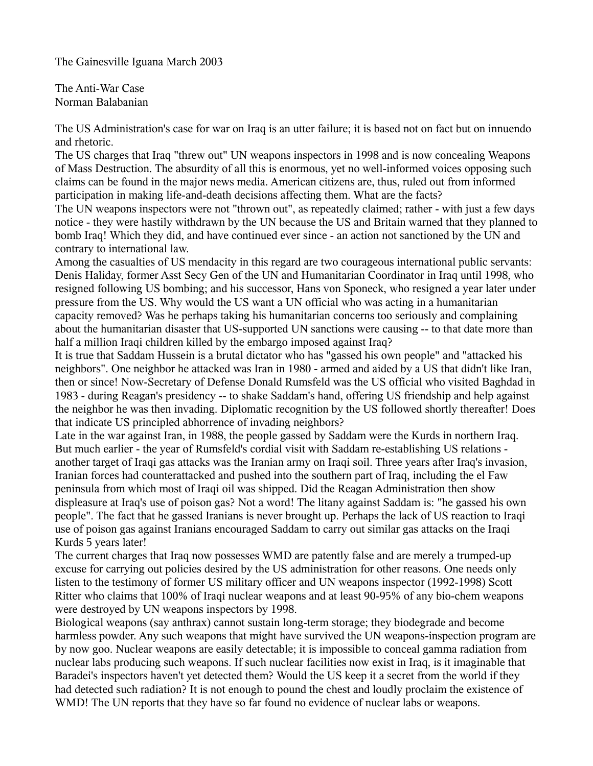The Gainesville Iguana March 2003

# The Anti-War Case

Norman Balabanian

The US Administration's case for war on Iraq is an utter failure; it is based not on fact but on innuendo and rhetoric.

The US charges that Iraq "threw out" UN weapons inspectors in 1998 and is now concealing Weapons of Mass Destruction. The absurdity of all this is enormous, yet no well-informed voices opposing such claims can be found in the major news media. American citizens are, thus, ruled out from informed participation in making life-and-death decisions affecting them. What are the facts?

The UN weapons inspectors were not "thrown out", as repeatedly claimed; rather - with just a few days notice - they were hastily withdrawn by the UN because the US and Britain warned that they planned to bomb Iraq! Which they did, and have continued ever since - an action not sanctioned by the UN and contrary to international law.

Among the casualties of US mendacity in this regard are two courageous international public servants: Denis Haliday, former Asst Secy Gen of the UN and Humanitarian Coordinator in Iraq until 1998, who resigned following US bombing; and his successor, Hans von Sponeck, who resigned a year later under pressure from the US. Why would the US want a UN official who was acting in a humanitarian capacity removed? Was he perhaps taking his humanitarian concerns too seriously and complaining about the humanitarian disaster that US-supported UN sanctions were causing -- to that date more than half a million Iraqi children killed by the embargo imposed against Iraq?

It is true that Saddam Hussein is a brutal dictator who has "gassed his own people" and "attacked his neighbors". One neighbor he attacked was Iran in 1980 - armed and aided by a US that didn't like Iran, then or since! Now-Secretary of Defense Donald Rumsfeld was the US official who visited Baghdad in 1983 - during Reagan's presidency -- to shake Saddam's hand, offering US friendship and help against the neighbor he was then invading. Diplomatic recognition by the US followed shortly thereafter! Does that indicate US principled abhorrence of invading neighbors?

Late in the war against Iran, in 1988, the people gassed by Saddam were the Kurds in northern Iraq. But much earlier - the year of Rumsfeld's cordial visit with Saddam re-establishing US relations - another target of Iraqi gas attacks was the Iranian army on Iraqi soil. Three years after Iraq's invasion, Iranian forces had counterattacked and pushed into the southern part of Iraq, including the el Faw peninsula from which most of Iraqi oil was shipped. Did the Reagan Administration then show displeasure at Iraq's use of poison gas? Not a word! The litany against Saddam is: "he gassed his own people". The fact that he gassed Iranians is never brought up. Perhaps the lack of US reaction to Iraqi use of poison gas against Iranians encouraged Saddam to carry out similar gas attacks on the Iraqi Kurds 5 years later!

The current charges that Iraq now possesses WMD are patently false and are merely a trumped-up excuse for carrying out policies desired by the US administration for other reasons. One needs only listen to the testimony of former US military officer and UN weapons inspector (1992-1998) Scott Ritter who claims that 100% of Iraqi nuclear weapons and at least 90-95% of any bio-chem weapons were destroyed by UN weapons inspectors by 1998.

Biological weapons (say anthrax) cannot sustain long-term storage; they biodegrade and become harmless powder. Any such weapons that might have survived the UN weapons-inspection program are by now goo. Nuclear weapons are easily detectable; it is impossible to conceal gamma radiation from nuclear labs producing such weapons. If such nuclear facilities now exist in Iraq, is it imaginable that Baradei's inspectors haven't yet detected them? Would the US keep it a secret from the world if they had detected such radiation? It is not enough to pound the chest and loudly proclaim the existence of WMD! The UN reports that they have so far found no evidence of nuclear labs or weapons.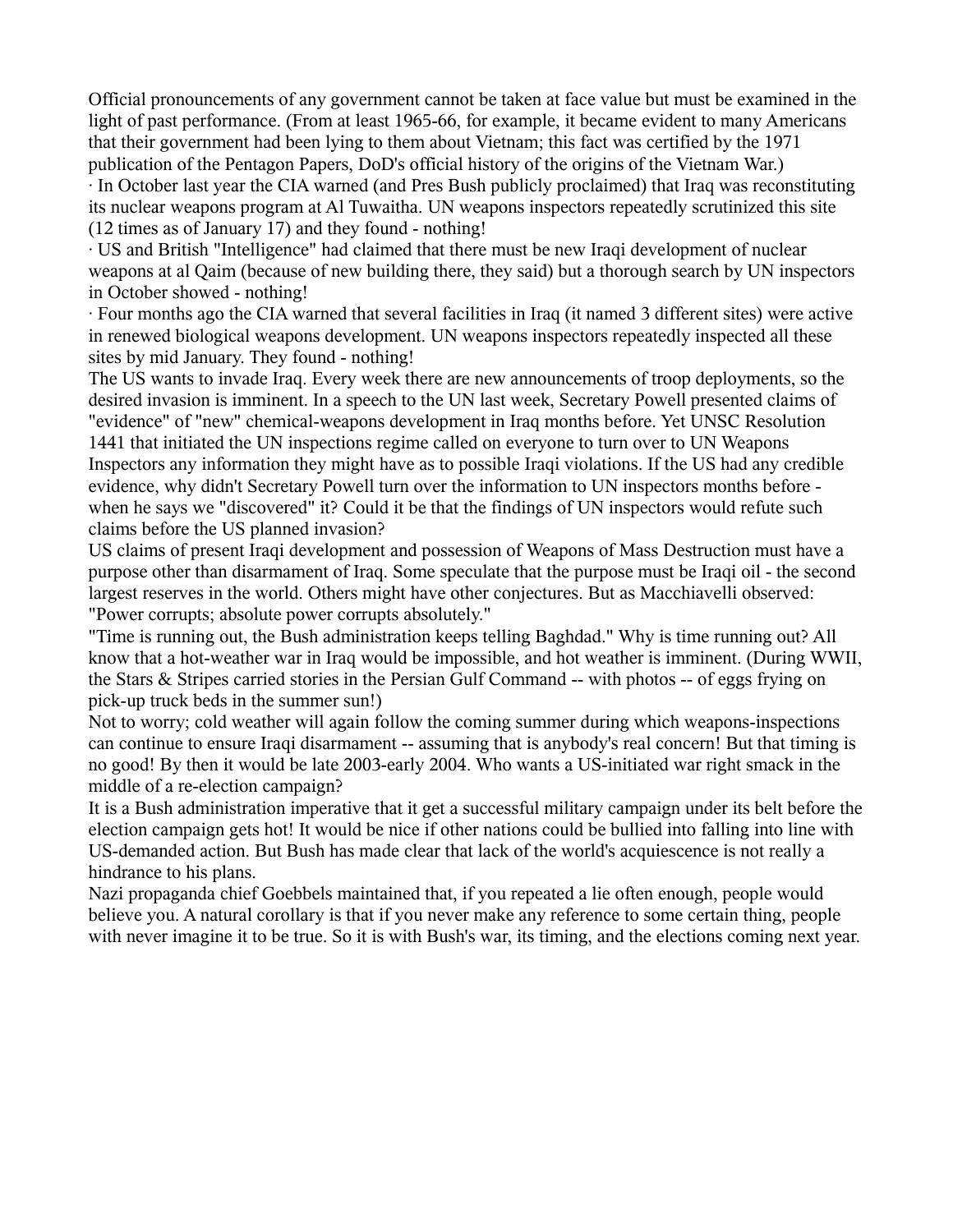Official pronouncements of any government cannot be taken at face value but must be examined in the light of past performance. (From at least 1965-66, for example, it became evident to many Americans that their government had been lying to them about Vietnam; this fact was certified by the 1971 publication of the Pentagon Papers, DoD's official history of the origins of the Vietnam War.)

· In October last year the CIA warned (and Pres Bush publicly proclaimed) that Iraq was reconstituting its nuclear weapons program at Al Tuwaitha. UN weapons inspectors repeatedly scrutinized this site (12 times as of January 17) and they found - nothing!

· US and British "Intelligence" had claimed that there must be new Iraqi development of nuclear weapons at al Qaim (because of new building there, they said) but a thorough search by UN inspectors in October showed - nothing!

· Four months ago the CIA warned that several facilities in Iraq (it named 3 different sites) were active in renewed biological weapons development. UN weapons inspectors repeatedly inspected all these sites by mid January. They found - nothing!

The US wants to invade Iraq. Every week there are new announcements of troop deployments, so the desired invasion is imminent. In a speech to the UN last week, Secretary Powell presented claims of "evidence" of "new" chemical-weapons development in Iraq months before. Yet UNSC Resolution 1441 that initiated the UN inspections regime called on everyone to turn over to UN Weapons Inspectors any information they might have as to possible Iraqi violations. If the US had any credible evidence, why didn't Secretary Powell turn over the information to UN inspectors months before - when he says we "discovered" it? Could it be that the findings of UN inspectors would refute such claims before the US planned invasion?

US claims of present Iraqi development and possession of Weapons of Mass Destruction must have a purpose other than disarmament of Iraq. Some speculate that the purpose must be Iraqi oil - the second largest reserves in the world. Others might have other conjectures. But as Macchiavelli observed: "Power corrupts; absolute power corrupts absolutely."

"Time is running out, the Bush administration keeps telling Baghdad." Why is time running out? All know that a hot-weather war in Iraq would be impossible, and hot weather is imminent. (During WWII, the Stars & Stripes carried stories in the Persian Gulf Command -- with photos -- of eggs frying on pick-up truck beds in the summer sun!)

Not to worry; cold weather will again follow the coming summer during which weapons-inspections can continue to ensure Iraqi disarmament -- assuming that is anybody's real concern! But that timing is no good! By then it would be late 2003-early 2004. Who wants a US-initiated war right smack in the middle of a re-election campaign?

It is a Bush administration imperative that it get a successful military campaign under its belt before the election campaign gets hot! It would be nice if other nations could be bullied into falling into line with US-demanded action. But Bush has made clear that lack of the world's acquiescence is not really a hindrance to his plans.

Nazi propaganda chief Goebbels maintained that, if you repeated a lie often enough, people would believe you. A natural corollary is that if you never make any reference to some certain thing, people with never imagine it to be true. So it is with Bush's war, its timing, and the elections coming next year.